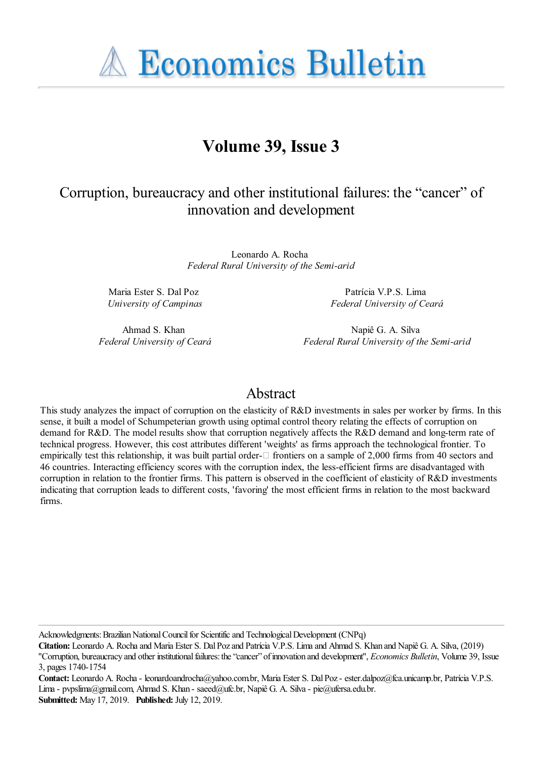# Economics Bulletin

## Volume 39, Issue 3

# Corruption, bureaucracy and other institutional failures: the "cancer" of innovation and development

Leonardo A. Rocha
*Federal Rural University of the Semi-arid*

Maria Ester S. Dal Poz
*University of Campinas*

Patrícia V.P.S. Lima
*Federal University of Ceará*

Ahmad S. Khan
*Federal University of Ceará*

Napiê G. A. Silva
*Federal Rural University of the Semi-arid*

## Abstract

This study analyzes the impact of corruption on the elasticity of R&D investments in sales per worker by firms. In this sense, it built a model of Schumpeterian growth using optimal control theory relating the effects of corruption on demand for R&D. The model results show that corruption negatively affects the R&D demand and long-term rate of technical progress. However, this cost attributes different 'weights' as firms approach the technological frontier. To empirically test this relationship, it was built partial order-□ frontiers on a sample of 2,000 firms from 40 sectors and 46 countries. Interacting efficiency scores with the corruption index, the less-efficient firms are disadvantaged with corruption in relation to the frontier firms. This pattern is observed in the coefficient of elasticity of R&D investments indicating that corruption leads to different costs, 'favoring' the most efficient firms in relation to the most backward firms.

Acknowledgments: Brazilian National Council for Scientific and Technological Development (CNPq)

**Citation:** Leonardo A. Rocha and Maria Ester S. Dal Poz and Patrícia V.P.S. Lima and Ahmad S. Khan and Napiê G. A. Silva, (2019) "Corruption, bureaucracy and other institutional failures: the "cancer" of innovation and development", *Economics Bulletin*, Volume 39, Issue 3, pages 1740-1754

**Contact:** Leonardo A. Rocha - leonardoandrocha@yahoo.com.br, Maria Ester S. Dal Poz - ester.dalpoz@fca.unicamp.br, Patrícia V.P.S. Lima - pvpslima@gmail.com, Ahmad S. Khan - saeed@ufc.br, Napiê G. A. Silva - pie@ufersa.edu.br.

**Submitted:** May 17, 2019. **Published:** July 12, 2019.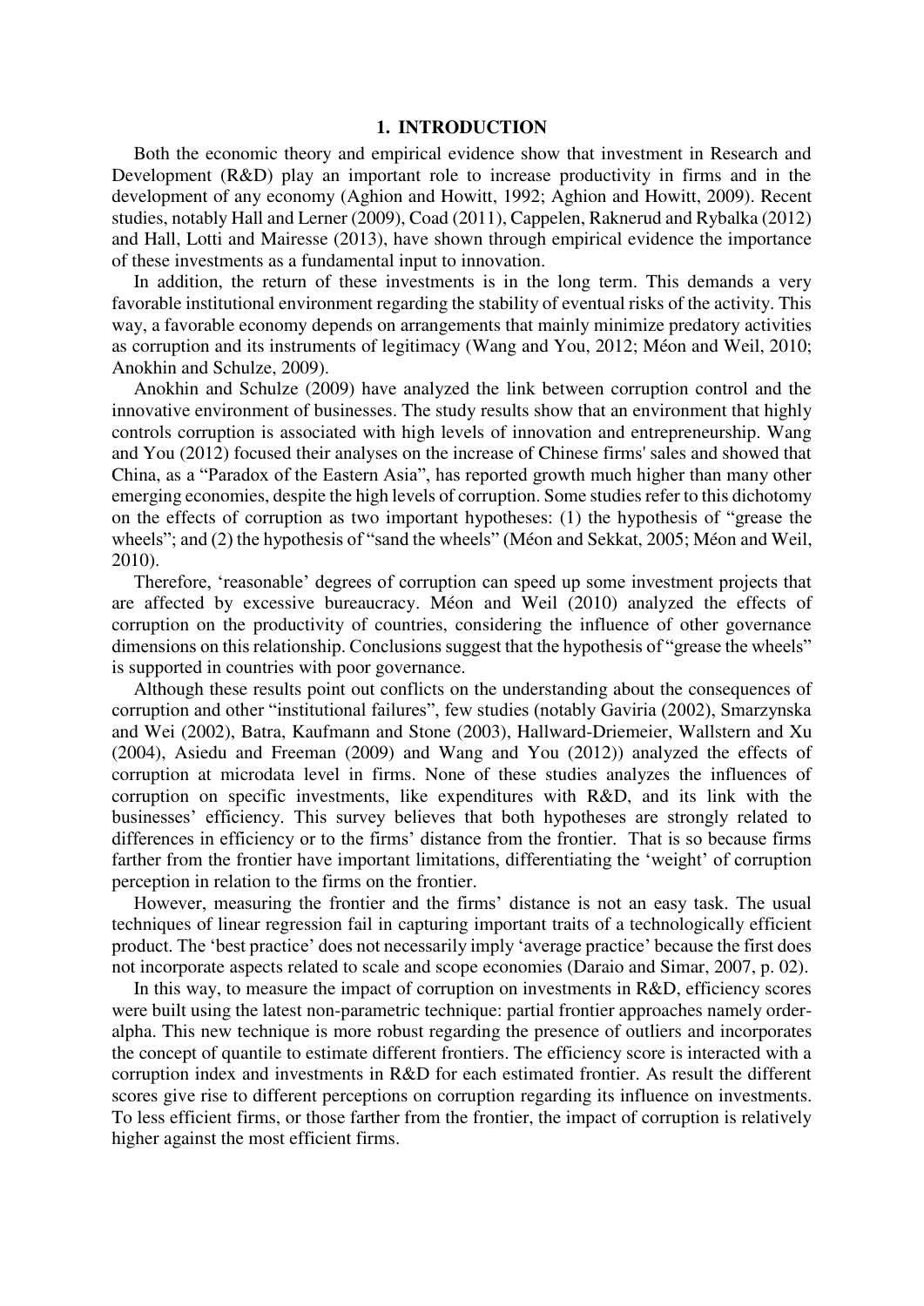# 1. INTRODUCTION

Both the economic theory and empirical evidence show that investment in Research and Development (R&D) play an important role to increase productivity in firms and in the development of any economy (Aghion and Howitt, 1992; Aghion and Howitt, 2009). Recent studies, notably Hall and Lerner (2009), Coad (2011), Cappelen, Raknerud and Rybalka (2012) and Hall, Lotti and Mairesse (2013), have shown through empirical evidence the importance of these investments as a fundamental input to innovation.

In addition, the return of these investments is in the long term. This demands a very favorable institutional environment regarding the stability of eventual risks of the activity. This way, a favorable economy depends on arrangements that mainly minimize predatory activities as corruption and its instruments of legitimacy (Wang and You, 2012; Méon and Weil, 2010; Anokhin and Schulze, 2009).

Anokhin and Schulze (2009) have analyzed the link between corruption control and the innovative environment of businesses. The study results show that an environment that highly controls corruption is associated with high levels of innovation and entrepreneurship. Wang and You (2012) focused their analyses on the increase of Chinese firms' sales and showed that China, as a "Paradox of the Eastern Asia", has reported growth much higher than many other emerging economies, despite the high levels of corruption. Some studies refer to this dichotomy on the effects of corruption as two important hypotheses: (1) the hypothesis of "grease the wheels"; and (2) the hypothesis of "sand the wheels" (Méon and Sekkat, 2005; Méon and Weil, 2010).

Therefore, 'reasonable' degrees of corruption can speed up some investment projects that are affected by excessive bureaucracy. Méon and Weil (2010) analyzed the effects of corruption on the productivity of countries, considering the influence of other governance dimensions on this relationship. Conclusions suggest that the hypothesis of "grease the wheels" is supported in countries with poor governance.

Although these results point out conflicts on the understanding about the consequences of corruption and other "institutional failures", few studies (notably Gaviria (2002), Smarzynska and Wei (2002), Batra, Kaufmann and Stone (2003), Hallward-Driemeier, Wallstern and Xu (2004), Asiedu and Freeman (2009) and Wang and You (2012)) analyzed the effects of corruption at microdata level in firms. None of these studies analyzes the influences of corruption on specific investments, like expenditures with R&D, and its link with the businesses' efficiency. This survey believes that both hypotheses are strongly related to differences in efficiency or to the firms' distance from the frontier. That is so because firms farther from the frontier have important limitations, differentiating the 'weight' of corruption perception in relation to the firms on the frontier.

However, measuring the frontier and the firms' distance is not an easy task. The usual techniques of linear regression fail in capturing important traits of a technologically efficient product. The 'best practice' does not necessarily imply 'average practice' because the first does not incorporate aspects related to scale and scope economies (Daraio and Simar, 2007, p. 02).

In this way, to measure the impact of corruption on investments in R&D, efficiency scores were built using the latest non-parametric technique: partial frontier approaches namely order-alpha. This new technique is more robust regarding the presence of outliers and incorporates the concept of quantile to estimate different frontiers. The efficiency score is interacted with a corruption index and investments in R&D for each estimated frontier. As result the different scores give rise to different perceptions on corruption regarding its influence on investments. To less efficient firms, or those farther from the frontier, the impact of corruption is relatively higher against the most efficient firms.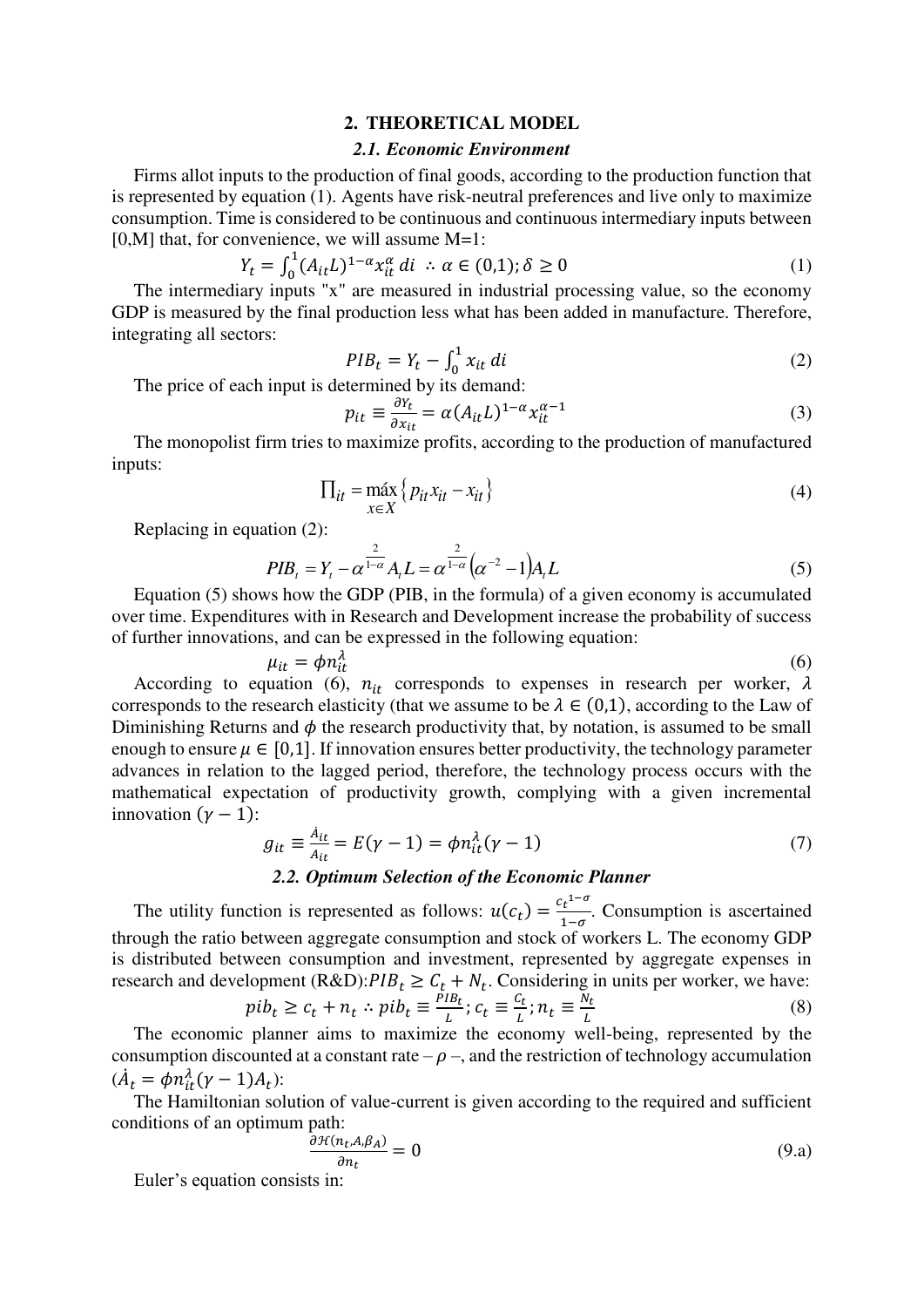## 2. THEORETICAL MODEL

### *2.1. Economic Environment*

Firms allot inputs to the production of final goods, according to the production function that is represented by equation (1). Agents have risk-neutral preferences and live only to maximize consumption. Time is considered to be continuous and continuous intermediary inputs between [0,M] that, for convenience, we will assume M=1:

$$Y_t = \int_0^1 (A_{it}L)^{1-\alpha} x_{it}^{\alpha}\, di \;\therefore\; \alpha \in (0,1); \delta \geq 0 \tag{1}$$

The intermediary inputs "x" are measured in industrial processing value, so the economy GDP is measured by the final production less what has been added in manufacture. Therefore, integrating all sectors:

$$PIB_t = Y_t - \int_0^1 x_{it}\, di \tag{2}$$

The price of each input is determined by its demand:

$$p_{it} \equiv \frac{\partial Y_t}{\partial x_{it}} = \alpha (A_{it}L)^{1-\alpha} x_{it}^{\alpha-1} \tag{3}$$

The monopolist firm tries to maximize profits, according to the production of manufactured inputs:

$$\prod_{it} = \underset{x \in X}{\text{máx}} \left\{ p_{it}x_{it} - x_{it} \right\} \tag{4}$$

Replacing in equation (2):

$$PIB_t = Y_t - \alpha^{\frac{2}{1-\alpha}} A_t L = \alpha^{\frac{2}{1-\alpha}} \left(\alpha^{-2} - 1\right) A_t L \tag{5}$$

Equation (5) shows how the GDP (PIB, in the formula) of a given economy is accumulated over time. Expenditures with in Research and Development increase the probability of success of further innovations, and can be expressed in the following equation:

$$\mu_{it} = \phi n_{it}^{\lambda} \tag{6}$$

According to equation (6), $n_{it}$ corresponds to expenses in research per worker, $\lambda$ corresponds to the research elasticity (that we assume to be $\lambda \in (0,1)$, according to the Law of Diminishing Returns and $\phi$ the research productivity that, by notation, is assumed to be small enough to ensure $\mu \in [0,1]$. If innovation ensures better productivity, the technology parameter advances in relation to the lagged period, therefore, the technology process occurs with the mathematical expectation of productivity growth, complying with a given incremental innovation $(\gamma - 1)$:

$$g_{it} \equiv \frac{\dot{A}_{it}}{A_{it}} = E(\gamma - 1) = \phi n_{it}^{\lambda}(\gamma - 1) \tag{7}$$

### *2.2. Optimum Selection of the Economic Planner*

The utility function is represented as follows: $u(c_t) = \frac{{c_t}^{1-\sigma}}{1-\sigma}$. Consumption is ascertained through the ratio between aggregate consumption and stock of workers L. The economy GDP is distributed between consumption and investment, represented by aggregate expenses in research and development (R&D): $PIB_t \geq C_t + N_t$. Considering in units per worker, we have:

$$pib_t \geq c_t + n_t \;\therefore\; pib_t \equiv \frac{PIB_t}{L};\, c_t \equiv \frac{C_t}{L};\, n_t \equiv \frac{N_t}{L} \tag{8}$$

The economic planner aims to maximize the economy well-being, represented by the consumption discounted at a constant rate – $\rho$ –, and the restriction of technology accumulation ($\dot{A}_t = \phi n_{it}^{\lambda}(\gamma - 1)A_t$):

The Hamiltonian solution of value-current is given according to the required and sufficient conditions of an optimum path:

$$\frac{\partial \mathcal{H}(n_t, A, \beta_A)}{\partial n_t} = 0 \tag{9.a}$$

Euler's equation consists in: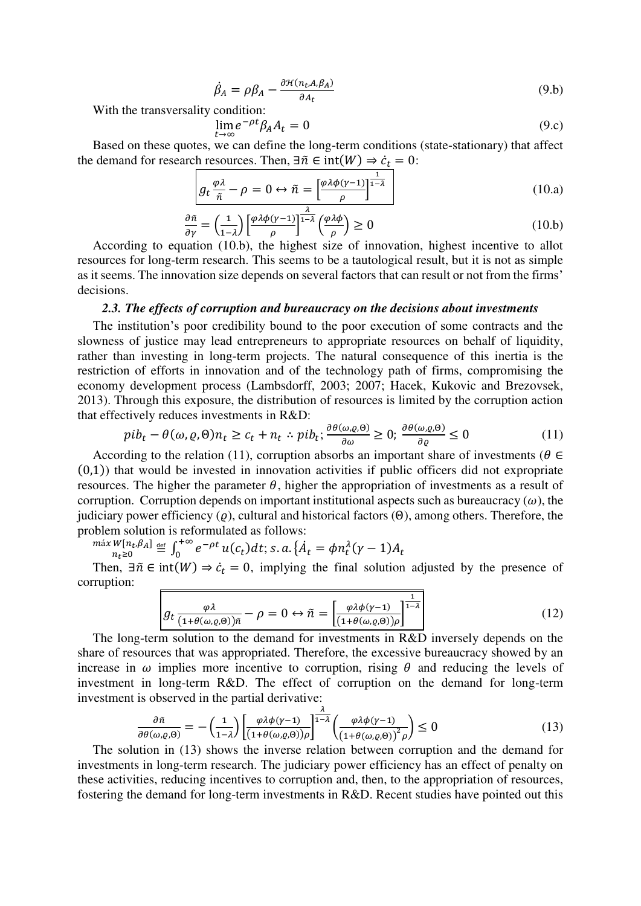$$\dot{\beta}_A = \rho\beta_A - \frac{\partial\mathcal{H}(n_t, A, \beta_A)}{\partial A_t} \tag{9.b}$$

With the transversality condition:

$$\lim_{t\to\infty} e^{-\rho t}\beta_A A_t = 0 \tag{9.c}$$

Based on these quotes, we can define the long-term conditions (state-stationary) that affect the demand for research resources. Then, $\exists\tilde{n} \in \text{int}(W) \Rightarrow \dot{c}_t = 0$:

$$\boxed{g_t\frac{\varphi\lambda}{\tilde{n}} - \rho = 0 \leftrightarrow \tilde{n} = \left[\frac{\varphi\lambda\phi(\gamma-1)}{\rho}\right]^{\frac{1}{1-\lambda}}} \tag{10.a}$$

$$\frac{\partial\tilde{n}}{\partial\gamma} = \left(\frac{1}{1-\lambda}\right)\left[\frac{\varphi\lambda\phi(\gamma-1)}{\rho}\right]^{\frac{\lambda}{1-\lambda}}\left(\frac{\varphi\lambda\phi}{\rho}\right) \geq 0 \tag{10.b}$$

According to equation (10.b), the highest size of innovation, highest incentive to allot resources for long-term research. This seems to be a tautological result, but it is not as simple as it seems. The innovation size depends on several factors that can result or not from the firms' decisions.

### *2.3. The effects of corruption and bureaucracy on the decisions about investments*

The institution's poor credibility bound to the poor execution of some contracts and the slowness of justice may lead entrepreneurs to appropriate resources on behalf of liquidity, rather than investing in long-term projects. The natural consequence of this inertia is the restriction of efforts in innovation and of the technology path of firms, compromising the economy development process (Lambsdorff, 2003; 2007; Hacek, Kukovic and Brezovsek, 2013). Through this exposure, the distribution of resources is limited by the corruption action that effectively reduces investments in R&D:

$$pib_t - \theta(\omega, \varrho, \Theta)n_t \geq c_t + n_t \therefore pib_t; \frac{\partial\theta(\omega,\varrho,\Theta)}{\partial\omega} \geq 0; \frac{\partial\theta(\omega,\varrho,\Theta)}{\partial\varrho} \leq 0 \tag{11}$$

According to the relation (11), corruption absorbs an important share of investments ($\theta \in (0,1)$) that would be invested in innovation activities if public officers did not expropriate resources. The higher the parameter $\theta$, higher the appropriation of investments as a result of corruption. Corruption depends on important institutional aspects such as bureaucracy ($\omega$), the judiciary power efficiency ($\varrho$), cultural and historical factors ($\Theta$), among others. Therefore, the problem solution is reformulated as follows:

$$\underset{n_t\geq 0}{\text{máx}}\, W[n_t, \beta_A] \overset{\text{def}}{=} \int_0^{+\infty} e^{-\rho t}u(c_t)dt; s.a.\{\dot{A}_t = \phi n_t^{\lambda}(\gamma-1)A_t$$

Then, $\exists\tilde{n} \in \text{int}(W) \Rightarrow \dot{c}_t = 0$, implying the final solution adjusted by the presence of corruption:

$$\boxed{g_t\frac{\varphi\lambda}{(1+\theta(\omega,\varrho,\Theta))\tilde{n}} - \rho = 0 \leftrightarrow \tilde{n} = \left[\frac{\varphi\lambda\phi(\gamma-1)}{(1+\theta(\omega,\varrho,\Theta))\rho}\right]^{\frac{1}{1-\lambda}}} \tag{12}$$

The long-term solution to the demand for investments in R&D inversely depends on the share of resources that was appropriated. Therefore, the excessive bureaucracy showed by an increase in $\omega$ implies more incentive to corruption, rising $\theta$ and reducing the levels of investment in long-term R&D. The effect of corruption on the demand for long-term investment is observed in the partial derivative:

$$\frac{\partial\tilde{n}}{\partial\theta(\omega,\varrho,\Theta)} = -\left(\frac{1}{1-\lambda}\right)\left[\frac{\varphi\lambda\phi(\gamma-1)}{(1+\theta(\omega,\varrho,\Theta))\rho}\right]^{\frac{\lambda}{1-\lambda}}\left(\frac{\varphi\lambda\phi(\gamma-1)}{(1+\theta(\omega,\varrho,\Theta))^2\rho}\right) \leq 0 \tag{13}$$

The solution in (13) shows the inverse relation between corruption and the demand for investments in long-term research. The judiciary power efficiency has an effect of penalty on these activities, reducing incentives to corruption and, then, to the appropriation of resources, fostering the demand for long-term investments in R&D. Recent studies have pointed out this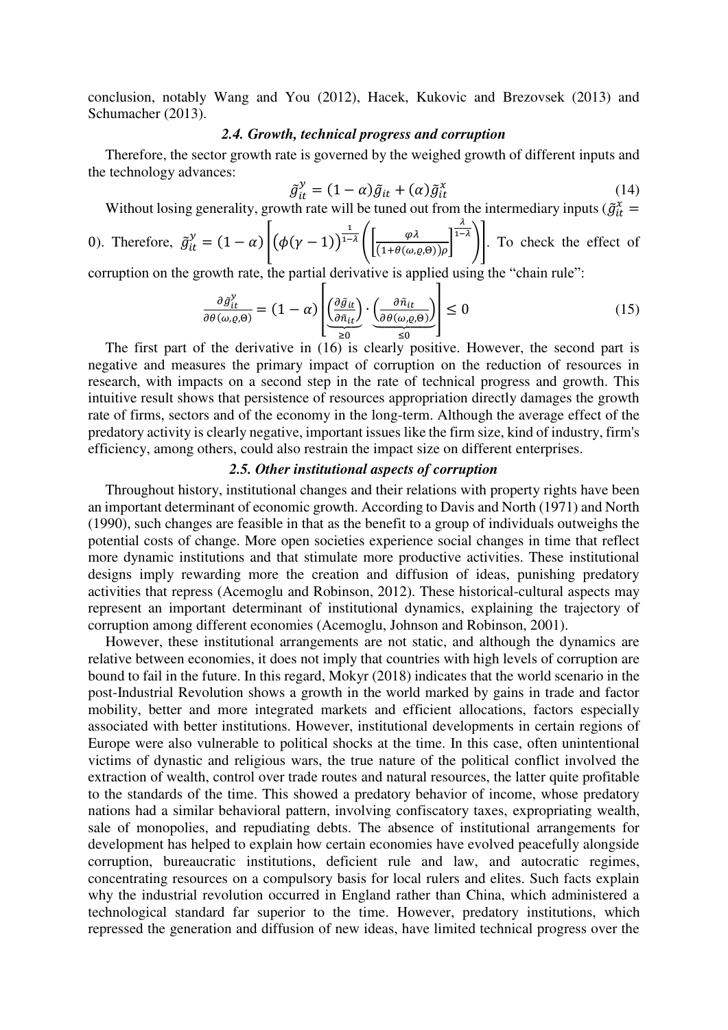conclusion, notably Wang and You (2012), Hacek, Kukovic and Brezovsek (2013) and Schumacher (2013).

### *2.4. Growth, technical progress and corruption*

Therefore, the sector growth rate is governed by the weighed growth of different inputs and the technology advances:

$$\tilde{g}_{it}^{y} = (1-\alpha)\tilde{g}_{it} + (\alpha)\tilde{g}_{it}^{x} \tag{14}$$

Without losing generality, growth rate will be tuned out from the intermediary inputs ($\tilde{g}_{it}^{x} = 0$). Therefore, $\tilde{g}_{it}^{y} = (1-\alpha)\left[\left(\phi(\gamma-1)\right)^{\frac{1}{1-\lambda}}\left(\left[\frac{\varphi\lambda}{(1+\theta(\omega,\varrho,\Theta))\rho}\right]^{\frac{\lambda}{1-\lambda}}\right)\right]$. To check the effect of corruption on the growth rate, the partial derivative is applied using the "chain rule":

$$\frac{\partial \tilde{g}_{it}^{y}}{\partial \theta(\omega,\varrho,\Theta)} = (1-\alpha)\left[\underbrace{\left(\frac{\partial \tilde{g}_{it}}{\partial \tilde{n}_{it}}\right)}_{\geq 0}\cdot\underbrace{\left(\frac{\partial \tilde{n}_{it}}{\partial \theta(\omega,\varrho,\Theta)}\right)}_{\leq 0}\right] \leq 0 \tag{15}$$

The first part of the derivative in (16) is clearly positive. However, the second part is negative and measures the primary impact of corruption on the reduction of resources in research, with impacts on a second step in the rate of technical progress and growth. This intuitive result shows that persistence of resources appropriation directly damages the growth rate of firms, sectors and of the economy in the long-term. Although the average effect of the predatory activity is clearly negative, important issues like the firm size, kind of industry, firm's efficiency, among others, could also restrain the impact size on different enterprises.

### *2.5. Other institutional aspects of corruption*

Throughout history, institutional changes and their relations with property rights have been an important determinant of economic growth. According to Davis and North (1971) and North (1990), such changes are feasible in that as the benefit to a group of individuals outweighs the potential costs of change. More open societies experience social changes in time that reflect more dynamic institutions and that stimulate more productive activities. These institutional designs imply rewarding more the creation and diffusion of ideas, punishing predatory activities that repress (Acemoglu and Robinson, 2012). These historical-cultural aspects may represent an important determinant of institutional dynamics, explaining the trajectory of corruption among different economies (Acemoglu, Johnson and Robinson, 2001).

However, these institutional arrangements are not static, and although the dynamics are relative between economies, it does not imply that countries with high levels of corruption are bound to fail in the future. In this regard, Mokyr (2018) indicates that the world scenario in the post-Industrial Revolution shows a growth in the world marked by gains in trade and factor mobility, better and more integrated markets and efficient allocations, factors especially associated with better institutions. However, institutional developments in certain regions of Europe were also vulnerable to political shocks at the time. In this case, often unintentional victims of dynastic and religious wars, the true nature of the political conflict involved the extraction of wealth, control over trade routes and natural resources, the latter quite profitable to the standards of the time. This showed a predatory behavior of income, whose predatory nations had a similar behavioral pattern, involving confiscatory taxes, expropriating wealth, sale of monopolies, and repudiating debts. The absence of institutional arrangements for development has helped to explain how certain economies have evolved peacefully alongside corruption, bureaucratic institutions, deficient rule and law, and autocratic regimes, concentrating resources on a compulsory basis for local rulers and elites. Such facts explain why the industrial revolution occurred in England rather than China, which administered a technological standard far superior to the time. However, predatory institutions, which repressed the generation and diffusion of new ideas, have limited technical progress over the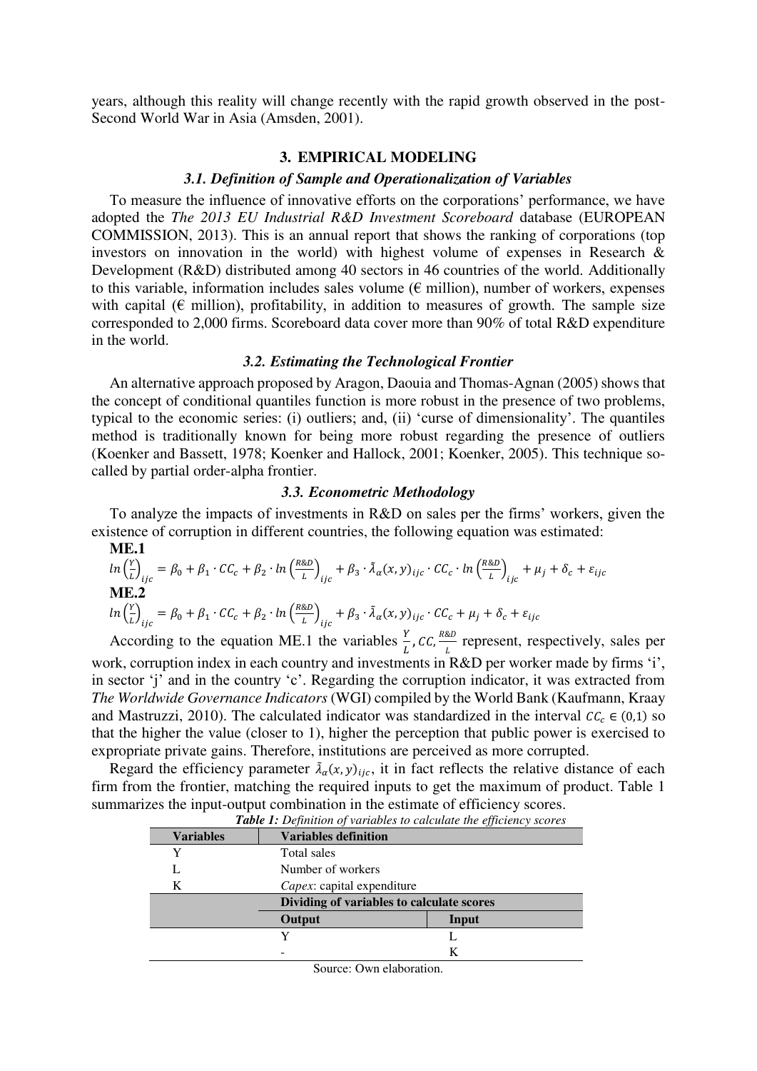years, although this reality will change recently with the rapid growth observed in the post-Second World War in Asia (Amsden, 2001).

## 3. EMPIRICAL MODELING

### *3.1. Definition of Sample and Operationalization of Variables*

To measure the influence of innovative efforts on the corporations' performance, we have adopted the *The 2013 EU Industrial R&D Investment Scoreboard* database (EUROPEAN COMMISSION, 2013). This is an annual report that shows the ranking of corporations (top investors on innovation in the world) with highest volume of expenses in Research & Development (R&D) distributed among 40 sectors in 46 countries of the world. Additionally to this variable, information includes sales volume (€ million), number of workers, expenses with capital (€ million), profitability, in addition to measures of growth. The sample size corresponded to 2,000 firms. Scoreboard data cover more than 90% of total R&D expenditure in the world.

### *3.2. Estimating the Technological Frontier*

An alternative approach proposed by Aragon, Daouia and Thomas-Agnan (2005) shows that the concept of conditional quantiles function is more robust in the presence of two problems, typical to the economic series: (i) outliers; and, (ii) 'curse of dimensionality'. The quantiles method is traditionally known for being more robust regarding the presence of outliers (Koenker and Bassett, 1978; Koenker and Hallock, 2001; Koenker, 2005). This technique so-called by partial order-alpha frontier.

### *3.3. Econometric Methodology*

To analyze the impacts of investments in R&D on sales per the firms' workers, given the existence of corruption in different countries, the following equation was estimated:

**ME.1**

$$ln\left(\frac{Y}{L}\right)_{ijc} = \beta_0 + \beta_1 \cdot CC_c + \beta_2 \cdot ln\left(\frac{R\&D}{L}\right)_{ijc} + \beta_3 \cdot \tilde{\lambda}_{\alpha}(x,y)_{ijc} \cdot CC_c \cdot ln\left(\frac{R\&D}{L}\right)_{ijc} + \mu_j + \delta_c + \varepsilon_{ijc}$$

**ME.2**

$$ln\left(\frac{Y}{L}\right)_{ijc} = \beta_0 + \beta_1 \cdot CC_c + \beta_2 \cdot ln\left(\frac{R\&D}{L}\right)_{ijc} + \beta_3 \cdot \tilde{\lambda}_{\alpha}(x,y)_{ijc} \cdot CC_c + \mu_j + \delta_c + \varepsilon_{ijc}$$

According to the equation ME.1 the variables $\frac{Y}{L}, CC, \frac{R\&D}{L}$ represent, respectively, sales per work, corruption index in each country and investments in R&D per worker made by firms 'i', in sector 'j' and in the country 'c'. Regarding the corruption indicator, it was extracted from *The Worldwide Governance Indicators* (WGI) compiled by the World Bank (Kaufmann, Kraay and Mastruzzi, 2010). The calculated indicator was standardized in the interval $CC_c \in (0,1)$ so that the higher the value (closer to 1), higher the perception that public power is exercised to expropriate private gains. Therefore, institutions are perceived as more corrupted.

Regard the efficiency parameter $\tilde{\lambda}_{\alpha}(x,y)_{ijc}$, it in fact reflects the relative distance of each firm from the frontier, matching the required inputs to get the maximum of product. Table 1 summarizes the input-output combination in the estimate of efficiency scores.

***Table 1:*** *Definition of variables to calculate the efficiency scores*

| Variables | Variables definition | |
|---|---|---|
| Y | Total sales | |
| L | Number of workers | |
| K | *Capex*: capital expenditure | |
| | **Dividing of variables to calculate scores** | |
| | **Output** | **Input** |
| | Y | L |
| | - | K |

Source: Own elaboration.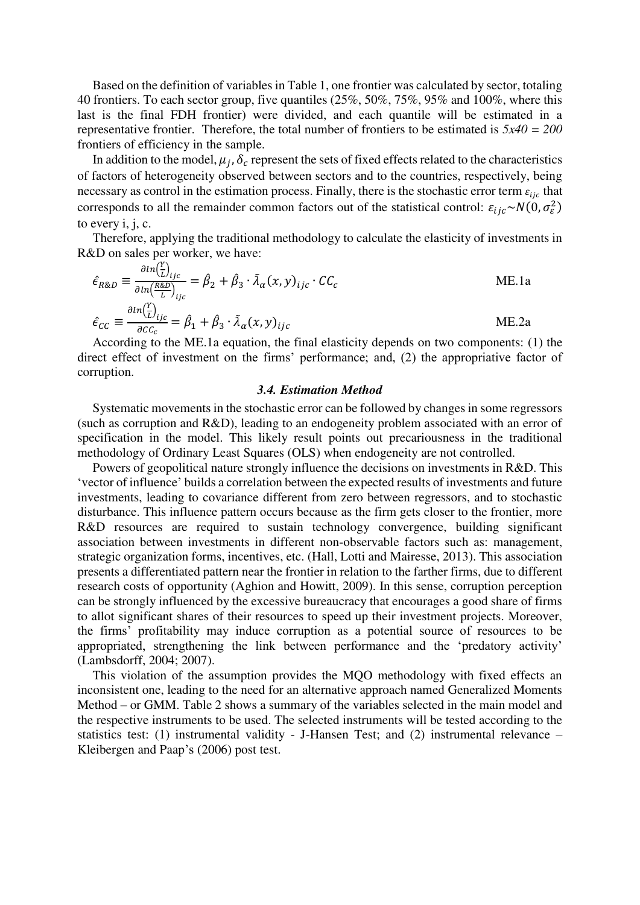Based on the definition of variables in Table 1, one frontier was calculated by sector, totaling 40 frontiers. To each sector group, five quantiles (25%, 50%, 75%, 95% and 100%, where this last is the final FDH frontier) were divided, and each quantile will be estimated in a representative frontier. Therefore, the total number of frontiers to be estimated is *5x40 = 200* frontiers of efficiency in the sample.

In addition to the model, $\mu_j, \delta_c$ represent the sets of fixed effects related to the characteristics of factors of heterogeneity observed between sectors and to the countries, respectively, being necessary as control in the estimation process. Finally, there is the stochastic error term $\varepsilon_{ijc}$ that corresponds to all the remainder common factors out of the statistical control: $\varepsilon_{ijc} \sim N(0, \sigma_\varepsilon^2)$ to every i, j, c.

Therefore, applying the traditional methodology to calculate the elasticity of investments in R&D on sales per worker, we have:

$$\hat{\epsilon}_{R\&D} \equiv \frac{\partial ln\left(\frac{Y}{L}\right)_{ijc}}{\partial ln\left(\frac{R\&D}{L}\right)_{ijc}} = \hat{\beta}_2 + \hat{\beta}_3 \cdot \tilde{\lambda}_\alpha(x,y)_{ijc} \cdot CC_c \qquad \text{ME.1a}$$

$$\hat{\epsilon}_{CC} \equiv \frac{\partial ln\left(\frac{Y}{L}\right)_{ijc}}{\partial CC_c} = \hat{\beta}_1 + \hat{\beta}_3 \cdot \tilde{\lambda}_\alpha(x,y)_{ijc} \qquad \text{ME.2a}$$

According to the ME.1a equation, the final elasticity depends on two components: (1) the direct effect of investment on the firms' performance; and, (2) the appropriative factor of corruption.

### *3.4. Estimation Method*

Systematic movements in the stochastic error can be followed by changes in some regressors (such as corruption and R&D), leading to an endogeneity problem associated with an error of specification in the model. This likely result points out precariousness in the traditional methodology of Ordinary Least Squares (OLS) when endogeneity are not controlled.

Powers of geopolitical nature strongly influence the decisions on investments in R&D. This 'vector of influence' builds a correlation between the expected results of investments and future investments, leading to covariance different from zero between regressors, and to stochastic disturbance. This influence pattern occurs because as the firm gets closer to the frontier, more R&D resources are required to sustain technology convergence, building significant association between investments in different non-observable factors such as: management, strategic organization forms, incentives, etc. (Hall, Lotti and Mairesse, 2013). This association presents a differentiated pattern near the frontier in relation to the farther firms, due to different research costs of opportunity (Aghion and Howitt, 2009). In this sense, corruption perception can be strongly influenced by the excessive bureaucracy that encourages a good share of firms to allot significant shares of their resources to speed up their investment projects. Moreover, the firms' profitability may induce corruption as a potential source of resources to be appropriated, strengthening the link between performance and the 'predatory activity' (Lambsdorff, 2004; 2007).

This violation of the assumption provides the MQO methodology with fixed effects an inconsistent one, leading to the need for an alternative approach named Generalized Moments Method – or GMM. Table 2 shows a summary of the variables selected in the main model and the respective instruments to be used. The selected instruments will be tested according to the statistics test: (1) instrumental validity - J-Hansen Test; and (2) instrumental relevance – Kleibergen and Paap's (2006) post test.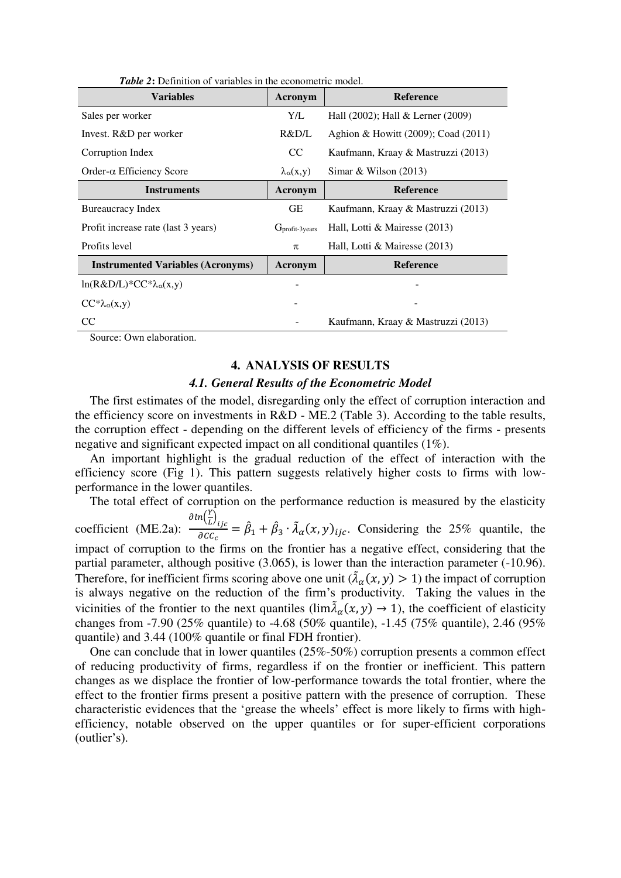***Table 2*:** Definition of variables in the econometric model.

| Variables | Acronym | Reference |
|---|---|---|
| Sales per worker | Y/L | Hall (2002); Hall & Lerner (2009) |
| Invest. R&D per worker | R&D/L | Aghion & Howitt (2009); Coad (2011) |
| Corruption Index | CC | Kaufmann, Kraay & Mastruzzi (2013) |
| Order-α Efficiency Score | $\lambda_{\alpha}(x,y)$ | Simar & Wilson (2013) |
| **Instruments** | **Acronym** | **Reference** |
| Bureaucracy Index | GE | Kaufmann, Kraay & Mastruzzi (2013) |
| Profit increase rate (last 3 years) | $G_{profit\text{-}3years}$ | Hall, Lotti & Mairesse (2013) |
| Profits level | $\pi$ | Hall, Lotti & Mairesse (2013) |
| **Instrumented Variables (Acronyms)** | **Acronym** | **Reference** |
| $\ln(R\&D/L)*CC*\lambda_{\alpha}(x,y)$ | - | - |
| $CC*\lambda_{\alpha}(x,y)$ | - | - |
| CC | - | Kaufmann, Kraay & Mastruzzi (2013) |

Source: Own elaboration.

## 4. ANALYSIS OF RESULTS

### *4.1. General Results of the Econometric Model*

The first estimates of the model, disregarding only the effect of corruption interaction and the efficiency score on investments in R&D - ME.2 (Table 3). According to the table results, the corruption effect - depending on the different levels of efficiency of the firms - presents negative and significant expected impact on all conditional quantiles (1%).

An important highlight is the gradual reduction of the effect of interaction with the efficiency score (Fig 1). This pattern suggests relatively higher costs to firms with low-performance in the lower quantiles.

The total effect of corruption on the performance reduction is measured by the elasticity coefficient (ME.2a): $\frac{\partial \ln\left(\frac{Y}{L}\right)_{ijc}}{\partial CC_c} = \hat{\beta}_1 + \hat{\beta}_3 \cdot \tilde{\lambda}_{\alpha}(x,y)_{ijc}$. Considering the 25% quantile, the impact of corruption to the firms on the frontier has a negative effect, considering that the partial parameter, although positive (3.065), is lower than the interaction parameter (-10.96). Therefore, for inefficient firms scoring above one unit ($\tilde{\lambda}_{\alpha}(x,y) > 1$) the impact of corruption is always negative on the reduction of the firm's productivity. Taking the values in the vicinities of the frontier to the next quantiles ($\lim \tilde{\lambda}_{\alpha}(x,y) \to 1$), the coefficient of elasticity changes from -7.90 (25% quantile) to -4.68 (50% quantile), -1.45 (75% quantile), 2.46 (95% quantile) and 3.44 (100% quantile or final FDH frontier).

One can conclude that in lower quantiles (25%-50%) corruption presents a common effect of reducing productivity of firms, regardless if on the frontier or inefficient. This pattern changes as we displace the frontier of low-performance towards the total frontier, where the effect to the frontier firms present a positive pattern with the presence of corruption. These characteristic evidences that the 'grease the wheels' effect is more likely to firms with high-efficiency, notable observed on the upper quantiles or for super-efficient corporations (outlier's).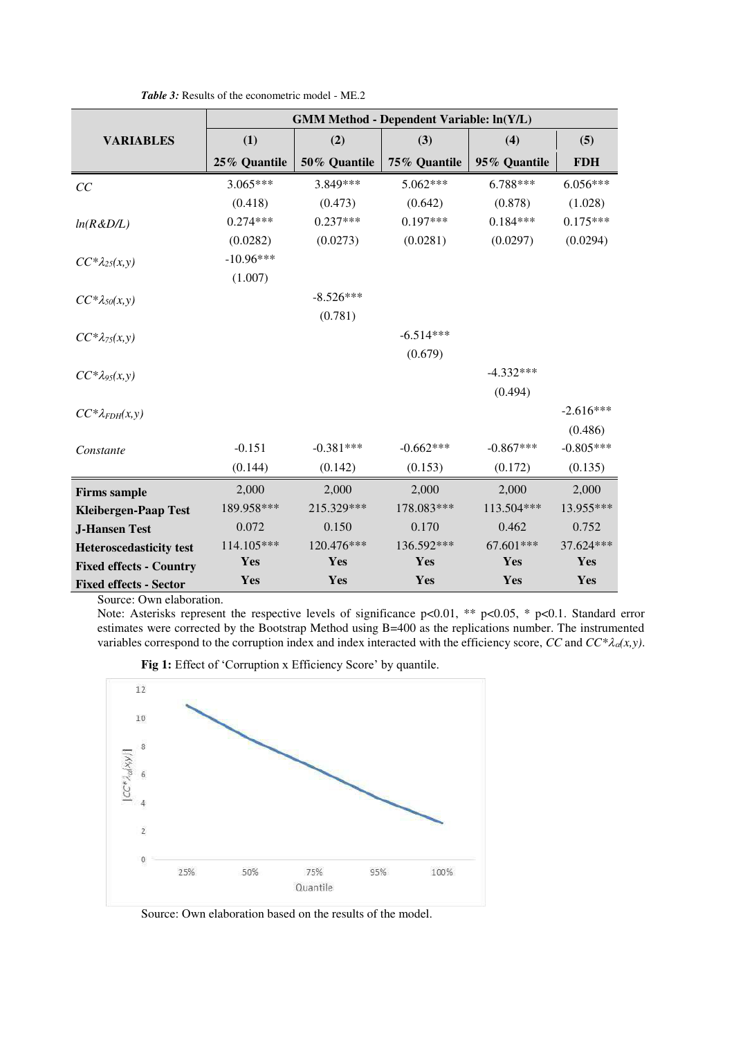*Table 3:* Results of the econometric model - ME.2

| VARIABLES | GMM Method - Dependent Variable: ln(Y/L) | | | | |
|---|---|---|---|---|---|
| | (1) | (2) | (3) | (4) | (5) |
| | 25% Quantile | 50% Quantile | 75% Quantile | 95% Quantile | FDH |
| $CC$ | 3.065*** | 3.849*** | 5.062*** | 6.788*** | 6.056*** |
| | (0.418) | (0.473) | (0.642) | (0.878) | (1.028) |
| $ln(R\&D/L)$ | 0.274*** | 0.237*** | 0.197*** | 0.184*** | 0.175*** |
| | (0.0282) | (0.0273) | (0.0281) | (0.0297) | (0.0294) |
| $CC{*}\lambda_{25}(x,y)$ | -10.96*** | | | | |
| | (1.007) | | | | |
| $CC{*}\lambda_{50}(x,y)$ | | -8.526*** | | | |
| | | (0.781) | | | |
| $CC{*}\lambda_{75}(x,y)$ | | | -6.514*** | | |
| | | | (0.679) | | |
| $CC{*}\lambda_{95}(x,y)$ | | | | -4.332*** | |
| | | | | (0.494) | |
| $CC{*}\lambda_{FDH}(x,y)$ | | | | | -2.616*** |
| | | | | | (0.486) |
| *Constante* | -0.151 | -0.381*** | -0.662*** | -0.867*** | -0.805*** |
| | (0.144) | (0.142) | (0.153) | (0.172) | (0.135) |
| **Firms sample** | 2,000 | 2,000 | 2,000 | 2,000 | 2,000 |
| **Kleibergen-Paap Test** | 189.958*** | 215.329*** | 178.083*** | 113.504*** | 13.955*** |
| **J-Hansen Test** | 0.072 | 0.150 | 0.170 | 0.462 | 0.752 |
| **Heteroscedasticity test** | 114.105*** | 120.476*** | 136.592*** | 67.601*** | 37.624*** |
| **Fixed effects - Country** | Yes | Yes | Yes | Yes | Yes |
| **Fixed effects - Sector** | Yes | Yes | Yes | Yes | Yes |

Source: Own elaboration.

Note: Asterisks represent the respective levels of significance p<0.01, ** p<0.05, * p<0.1. Standard error estimates were corrected by the Bootstrap Method using B=400 as the replications number. The instrumented variables correspond to the corruption index and index interacted with the efficiency score, *CC* and $CC{*}\lambda_{\alpha}(x,y)$.

**Fig 1:** Effect of 'Corruption x Efficiency Score' by quantile.

Source: Own elaboration based on the results of the model.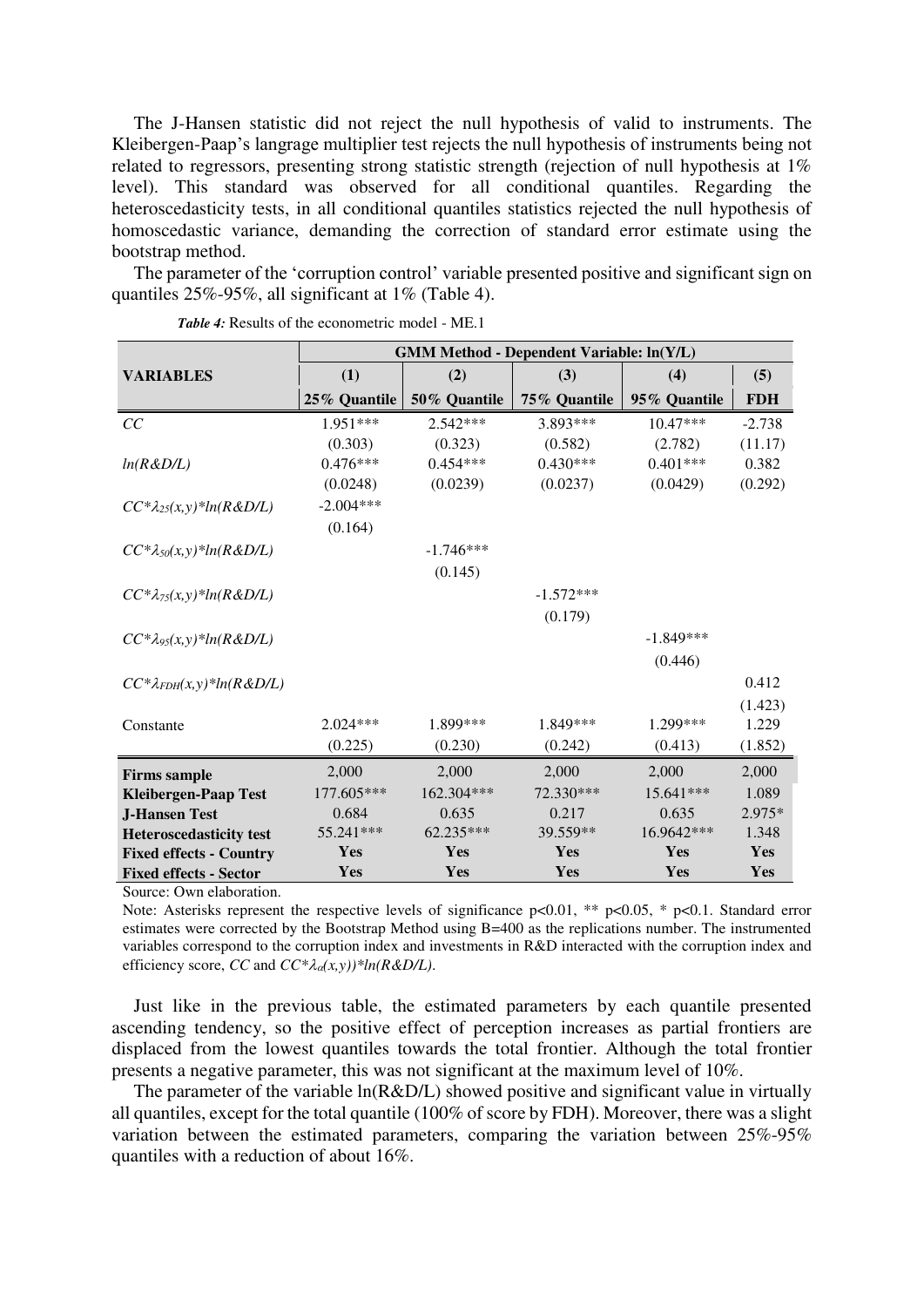The J-Hansen statistic did not reject the null hypothesis of valid to instruments. The Kleibergen-Paap's langrage multiplier test rejects the null hypothesis of instruments being not related to regressors, presenting strong statistic strength (rejection of null hypothesis at 1% level). This standard was observed for all conditional quantiles. Regarding the heteroscedasticity tests, in all conditional quantiles statistics rejected the null hypothesis of homoscedastic variance, demanding the correction of standard error estimate using the bootstrap method.

The parameter of the 'corruption control' variable presented positive and significant sign on quantiles 25%-95%, all significant at 1% (Table 4).

***Table 4:*** Results of the econometric model - ME.1

| VARIABLES | GMM Method - Dependent Variable: ln(Y/L) | | | | |
|---|---|---|---|---|---|
| | (1) | (2) | (3) | (4) | (5) |
| | 25% Quantile | 50% Quantile | 75% Quantile | 95% Quantile | FDH |
| *CC* | 1.951*** | 2.542*** | 3.893*** | 10.47*** | -2.738 |
| | (0.303) | (0.323) | (0.582) | (2.782) | (11.17) |
| *ln(R&D/L)* | 0.476*** | 0.454*** | 0.430*** | 0.401*** | 0.382 |
| | (0.0248) | (0.0239) | (0.0237) | (0.0429) | (0.292) |
| $CC*\lambda_{25}(x,y)*ln(R\&D/L)$ | -2.004*** | | | | |
| | (0.164) | | | | |
| $CC*\lambda_{50}(x,y)*ln(R\&D/L)$ | | -1.746*** | | | |
| | | (0.145) | | | |
| $CC*\lambda_{75}(x,y)*ln(R\&D/L)$ | | | -1.572*** | | |
| | | | (0.179) | | |
| $CC*\lambda_{95}(x,y)*ln(R\&D/L)$ | | | | -1.849*** | |
| | | | | (0.446) | |
| $CC*\lambda_{FDH}(x,y)*ln(R\&D/L)$ | | | | | 0.412 |
| | | | | | (1.423) |
| Constante | 2.024*** | 1.899*** | 1.849*** | 1.299*** | 1.229 |
| | (0.225) | (0.230) | (0.242) | (0.413) | (1.852) |
| **Firms sample** | 2,000 | 2,000 | 2,000 | 2,000 | 2,000 |
| **Kleibergen-Paap Test** | 177.605*** | 162.304*** | 72.330*** | 15.641*** | 1.089 |
| **J-Hansen Test** | 0.684 | 0.635 | 0.217 | 0.635 | 2.975* |
| **Heteroscedasticity test** | 55.241*** | 62.235*** | 39.559** | 16.9642*** | 1.348 |
| **Fixed effects - Country** | **Yes** | **Yes** | **Yes** | **Yes** | **Yes** |
| **Fixed effects - Sector** | **Yes** | **Yes** | **Yes** | **Yes** | **Yes** |

Source: Own elaboration.

Note: Asterisks represent the respective levels of significance p<0.01, ** p<0.05, * p<0.1. Standard error estimates were corrected by the Bootstrap Method using B=400 as the replications number. The instrumented variables correspond to the corruption index and investments in R&D interacted with the corruption index and efficiency score, *CC* and $CC*\lambda_{\alpha}(x,y))*ln(R\&D/L)$.

Just like in the previous table, the estimated parameters by each quantile presented ascending tendency, so the positive effect of perception increases as partial frontiers are displaced from the lowest quantiles towards the total frontier. Although the total frontier presents a negative parameter, this was not significant at the maximum level of 10%.

The parameter of the variable ln(R&D/L) showed positive and significant value in virtually all quantiles, except for the total quantile (100% of score by FDH). Moreover, there was a slight variation between the estimated parameters, comparing the variation between 25%-95% quantiles with a reduction of about 16%.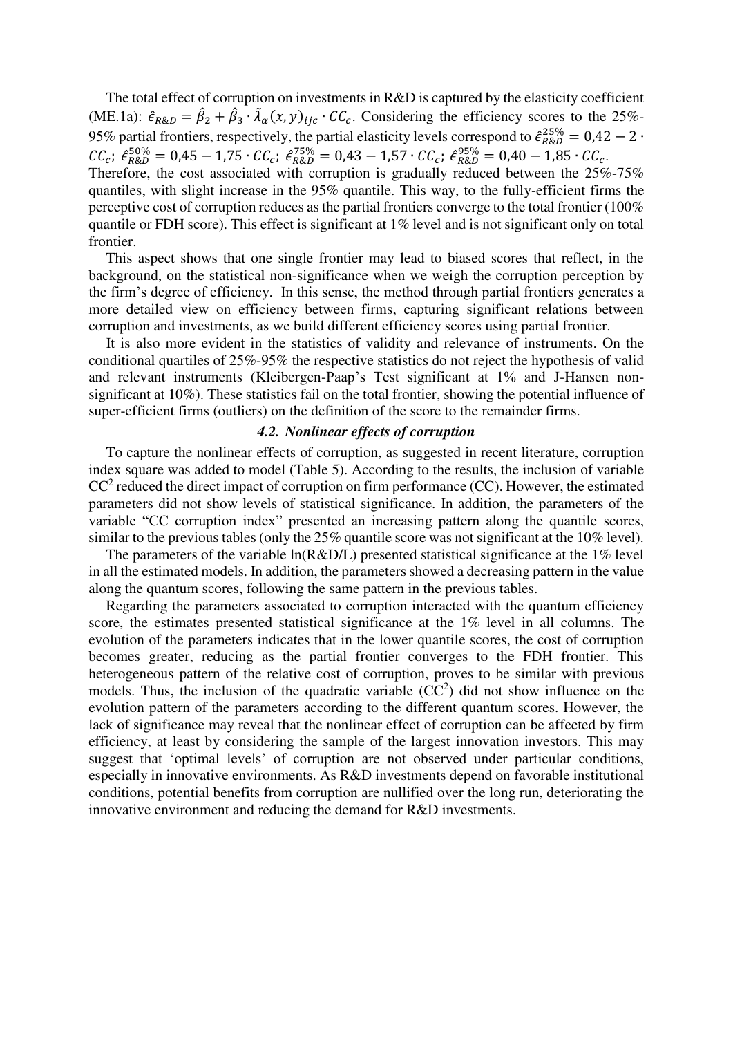The total effect of corruption on investments in R&D is captured by the elasticity coefficient (ME.1a): $\hat{\epsilon}_{R\&D} = \hat{\beta}_2 + \hat{\beta}_3 \cdot \tilde{\lambda}_\alpha(x,y)_{ijc} \cdot CC_c$. Considering the efficiency scores to the 25%-95% partial frontiers, respectively, the partial elasticity levels correspond to $\hat{\epsilon}^{25\%}_{R\&D} = 0{,}42 - 2 \cdot CC_c$; $\hat{\epsilon}^{50\%}_{R\&D} = 0{,}45 - 1{,}75 \cdot CC_c$; $\hat{\epsilon}^{75\%}_{R\&D} = 0{,}43 - 1{,}57 \cdot CC_c$; $\hat{\epsilon}^{95\%}_{R\&D} = 0{,}40 - 1{,}85 \cdot CC_c$. Therefore, the cost associated with corruption is gradually reduced between the 25%-75% quantiles, with slight increase in the 95% quantile. This way, to the fully-efficient firms the perceptive cost of corruption reduces as the partial frontiers converge to the total frontier (100% quantile or FDH score). This effect is significant at 1% level and is not significant only on total frontier.

This aspect shows that one single frontier may lead to biased scores that reflect, in the background, on the statistical non-significance when we weigh the corruption perception by the firm's degree of efficiency. In this sense, the method through partial frontiers generates a more detailed view on efficiency between firms, capturing significant relations between corruption and investments, as we build different efficiency scores using partial frontier.

It is also more evident in the statistics of validity and relevance of instruments. On the conditional quartiles of 25%-95% the respective statistics do not reject the hypothesis of valid and relevant instruments (Kleibergen-Paap's Test significant at 1% and J-Hansen non-significant at 10%). These statistics fail on the total frontier, showing the potential influence of super-efficient firms (outliers) on the definition of the score to the remainder firms.

### *4.2. Nonlinear effects of corruption*

To capture the nonlinear effects of corruption, as suggested in recent literature, corruption index square was added to model (Table 5). According to the results, the inclusion of variable $CC^2$ reduced the direct impact of corruption on firm performance (CC). However, the estimated parameters did not show levels of statistical significance. In addition, the parameters of the variable "CC corruption index" presented an increasing pattern along the quantile scores, similar to the previous tables (only the 25% quantile score was not significant at the 10% level).

The parameters of the variable ln(R&D/L) presented statistical significance at the 1% level in all the estimated models. In addition, the parameters showed a decreasing pattern in the value along the quantum scores, following the same pattern in the previous tables.

Regarding the parameters associated to corruption interacted with the quantum efficiency score, the estimates presented statistical significance at the 1% level in all columns. The evolution of the parameters indicates that in the lower quantile scores, the cost of corruption becomes greater, reducing as the partial frontier converges to the FDH frontier. This heterogeneous pattern of the relative cost of corruption, proves to be similar with previous models. Thus, the inclusion of the quadratic variable ($CC^2$) did not show influence on the evolution pattern of the parameters according to the different quantum scores. However, the lack of significance may reveal that the nonlinear effect of corruption can be affected by firm efficiency, at least by considering the sample of the largest innovation investors. This may suggest that 'optimal levels' of corruption are not observed under particular conditions, especially in innovative environments. As R&D investments depend on favorable institutional conditions, potential benefits from corruption are nullified over the long run, deteriorating the innovative environment and reducing the demand for R&D investments.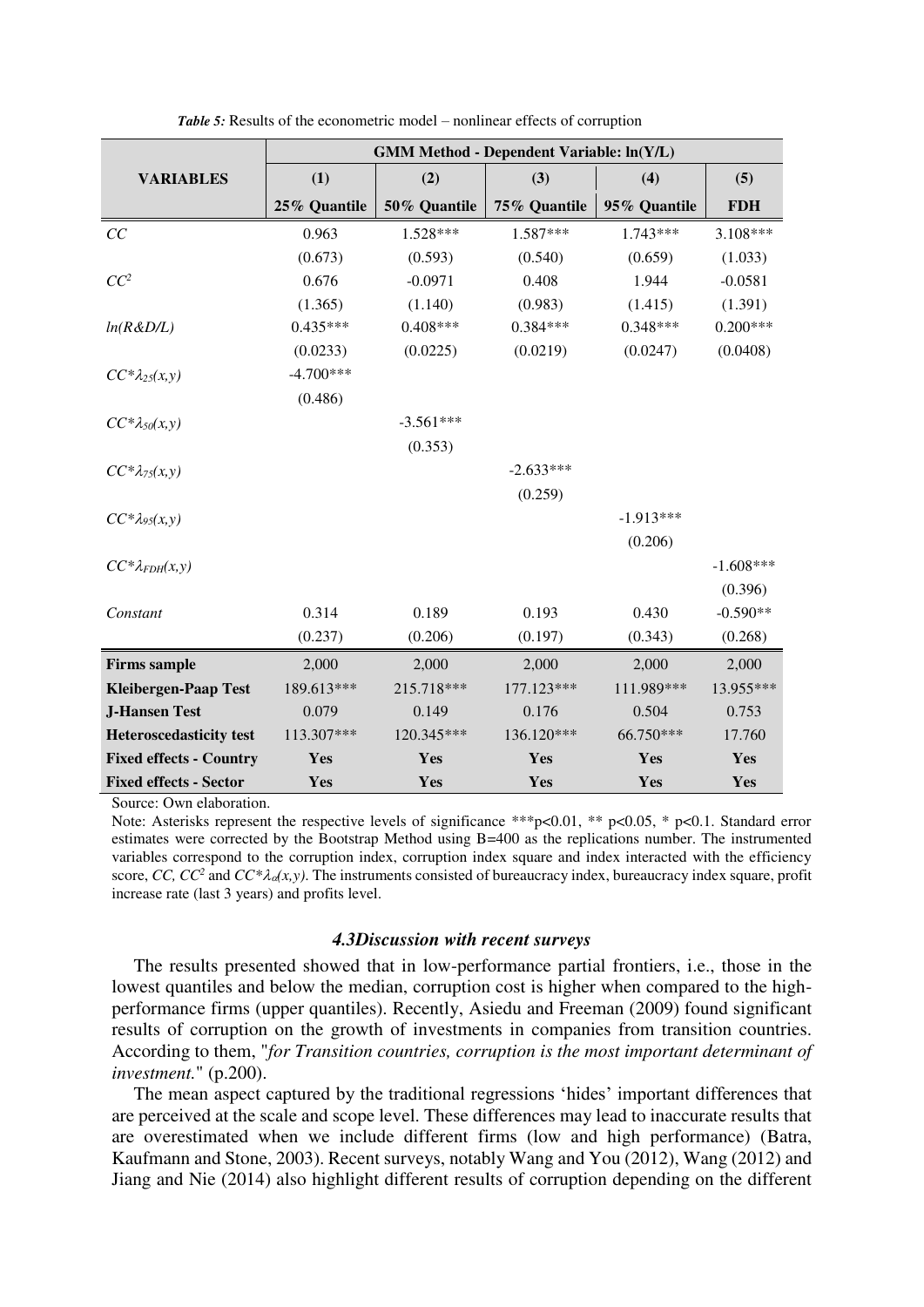*Table 5:* Results of the econometric model – nonlinear effects of corruption

| VARIABLES | GMM Method - Dependent Variable: ln(Y/L) | | | | |
|---|---|---|---|---|---|
| | (1) | (2) | (3) | (4) | (5) |
| | 25% Quantile | 50% Quantile | 75% Quantile | 95% Quantile | FDH |
| $CC$ | 0.963 | 1.528*** | 1.587*** | 1.743*** | 3.108*** |
| | (0.673) | (0.593) | (0.540) | (0.659) | (1.033) |
| $CC^2$ | 0.676 | -0.0971 | 0.408 | 1.944 | -0.0581 |
| | (1.365) | (1.140) | (0.983) | (1.415) | (1.391) |
| $ln(R\&D/L)$ | 0.435*** | 0.408*** | 0.384*** | 0.348*** | 0.200*** |
| | (0.0233) | (0.0225) | (0.0219) | (0.0247) | (0.0408) |
| $CC*\lambda_{25}(x,y)$ | -4.700*** | | | | |
| | (0.486) | | | | |
| $CC*\lambda_{50}(x,y)$ | | -3.561*** | | | |
| | | (0.353) | | | |
| $CC*\lambda_{75}(x,y)$ | | | -2.633*** | | |
| | | | (0.259) | | |
| $CC*\lambda_{95}(x,y)$ | | | | -1.913*** | |
| | | | | (0.206) | |
| $CC*\lambda_{FDH}(x,y)$ | | | | | -1.608*** |
| | | | | | (0.396) |
| *Constant* | 0.314 | 0.189 | 0.193 | 0.430 | -0.590** |
| | (0.237) | (0.206) | (0.197) | (0.343) | (0.268) |
| **Firms sample** | 2,000 | 2,000 | 2,000 | 2,000 | 2,000 |
| **Kleibergen-Paap Test** | 189.613*** | 215.718*** | 177.123*** | 111.989*** | 13.955*** |
| **J-Hansen Test** | 0.079 | 0.149 | 0.176 | 0.504 | 0.753 |
| **Heteroscedasticity test** | 113.307*** | 120.345*** | 136.120*** | 66.750*** | 17.760 |
| **Fixed effects - Country** | Yes | Yes | Yes | Yes | Yes |
| **Fixed effects - Sector** | Yes | Yes | Yes | Yes | Yes |

Source: Own elaboration.

Note: Asterisks represent the respective levels of significance ***p<0.01, ** p<0.05, * p<0.1. Standard error estimates were corrected by the Bootstrap Method using B=400 as the replications number. The instrumented variables correspond to the corruption index, corruption index square and index interacted with the efficiency score, $CC$, $CC^2$ and $CC*\lambda_{\alpha}(x,y)$. The instruments consisted of bureaucracy index, bureaucracy index square, profit increase rate (last 3 years) and profits level.

### *4.3Discussion with recent surveys*

The results presented showed that in low-performance partial frontiers, i.e., those in the lowest quantiles and below the median, corruption cost is higher when compared to the high-performance firms (upper quantiles). Recently, Asiedu and Freeman (2009) found significant results of corruption on the growth of investments in companies from transition countries. According to them, "*for Transition countries, corruption is the most important determinant of investment.*" (p.200).

The mean aspect captured by the traditional regressions 'hides' important differences that are perceived at the scale and scope level. These differences may lead to inaccurate results that are overestimated when we include different firms (low and high performance) (Batra, Kaufmann and Stone, 2003). Recent surveys, notably Wang and You (2012), Wang (2012) and Jiang and Nie (2014) also highlight different results of corruption depending on the different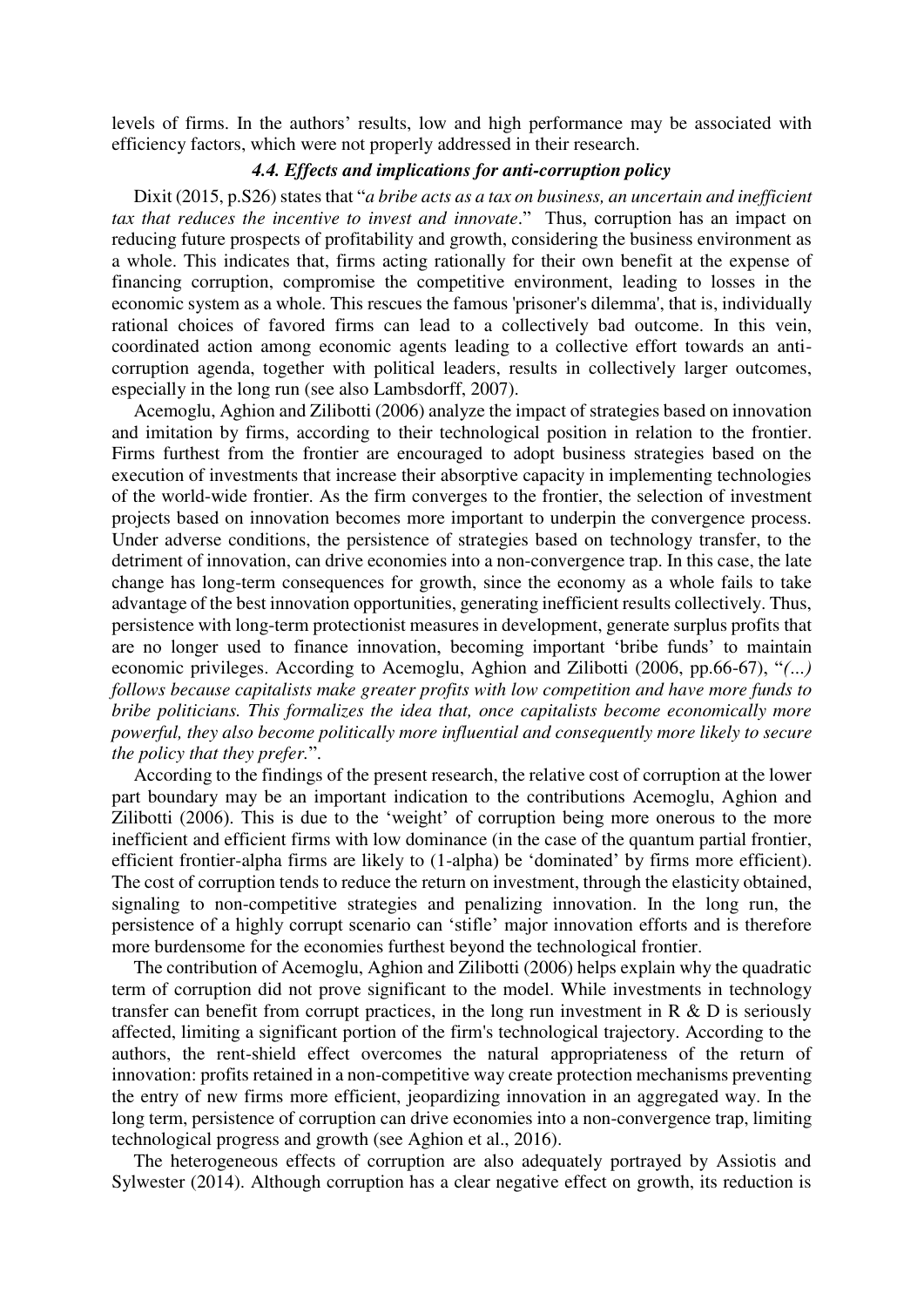levels of firms. In the authors' results, low and high performance may be associated with efficiency factors, which were not properly addressed in their research.

### *4.4. Effects and implications for anti-corruption policy*

Dixit (2015, p.S26) states that "*a bribe acts as a tax on business, an uncertain and inefficient tax that reduces the incentive to invest and innovate*." Thus, corruption has an impact on reducing future prospects of profitability and growth, considering the business environment as a whole. This indicates that, firms acting rationally for their own benefit at the expense of financing corruption, compromise the competitive environment, leading to losses in the economic system as a whole. This rescues the famous 'prisoner's dilemma', that is, individually rational choices of favored firms can lead to a collectively bad outcome. In this vein, coordinated action among economic agents leading to a collective effort towards an anti-corruption agenda, together with political leaders, results in collectively larger outcomes, especially in the long run (see also Lambsdorff, 2007).

Acemoglu, Aghion and Zilibotti (2006) analyze the impact of strategies based on innovation and imitation by firms, according to their technological position in relation to the frontier. Firms furthest from the frontier are encouraged to adopt business strategies based on the execution of investments that increase their absorptive capacity in implementing technologies of the world-wide frontier. As the firm converges to the frontier, the selection of investment projects based on innovation becomes more important to underpin the convergence process. Under adverse conditions, the persistence of strategies based on technology transfer, to the detriment of innovation, can drive economies into a non-convergence trap. In this case, the late change has long-term consequences for growth, since the economy as a whole fails to take advantage of the best innovation opportunities, generating inefficient results collectively. Thus, persistence with long-term protectionist measures in development, generate surplus profits that are no longer used to finance innovation, becoming important 'bribe funds' to maintain economic privileges. According to Acemoglu, Aghion and Zilibotti (2006, pp.66-67), "*(...) follows because capitalists make greater profits with low competition and have more funds to bribe politicians. This formalizes the idea that, once capitalists become economically more powerful, they also become politically more influential and consequently more likely to secure the policy that they prefer.*".

According to the findings of the present research, the relative cost of corruption at the lower part boundary may be an important indication to the contributions Acemoglu, Aghion and Zilibotti (2006). This is due to the 'weight' of corruption being more onerous to the more inefficient and efficient firms with low dominance (in the case of the quantum partial frontier, efficient frontier-alpha firms are likely to (1-alpha) be 'dominated' by firms more efficient). The cost of corruption tends to reduce the return on investment, through the elasticity obtained, signaling to non-competitive strategies and penalizing innovation. In the long run, the persistence of a highly corrupt scenario can 'stifle' major innovation efforts and is therefore more burdensome for the economies furthest beyond the technological frontier.

The contribution of Acemoglu, Aghion and Zilibotti (2006) helps explain why the quadratic term of corruption did not prove significant to the model. While investments in technology transfer can benefit from corrupt practices, in the long run investment in R & D is seriously affected, limiting a significant portion of the firm's technological trajectory. According to the authors, the rent-shield effect overcomes the natural appropriateness of the return of innovation: profits retained in a non-competitive way create protection mechanisms preventing the entry of new firms more efficient, jeopardizing innovation in an aggregated way. In the long term, persistence of corruption can drive economies into a non-convergence trap, limiting technological progress and growth (see Aghion et al., 2016).

The heterogeneous effects of corruption are also adequately portrayed by Assiotis and Sylwester (2014). Although corruption has a clear negative effect on growth, its reduction is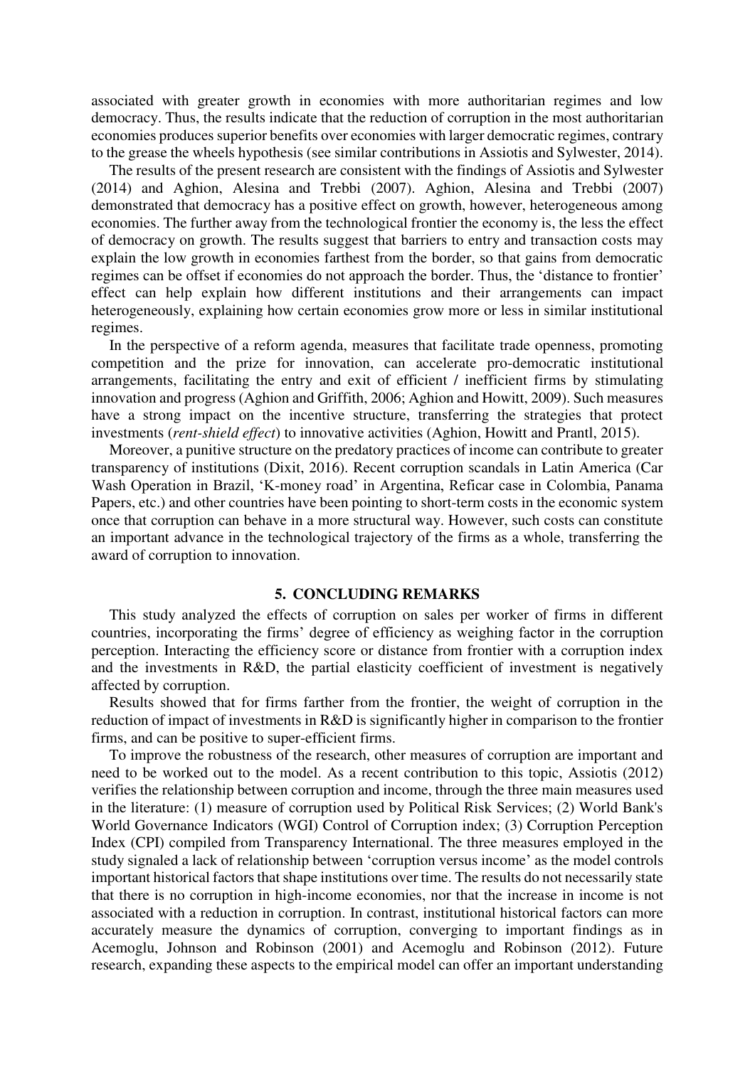associated with greater growth in economies with more authoritarian regimes and low democracy. Thus, the results indicate that the reduction of corruption in the most authoritarian economies produces superior benefits over economies with larger democratic regimes, contrary to the grease the wheels hypothesis (see similar contributions in Assiotis and Sylwester, 2014).

The results of the present research are consistent with the findings of Assiotis and Sylwester (2014) and Aghion, Alesina and Trebbi (2007). Aghion, Alesina and Trebbi (2007) demonstrated that democracy has a positive effect on growth, however, heterogeneous among economies. The further away from the technological frontier the economy is, the less the effect of democracy on growth. The results suggest that barriers to entry and transaction costs may explain the low growth in economies farthest from the border, so that gains from democratic regimes can be offset if economies do not approach the border. Thus, the 'distance to frontier' effect can help explain how different institutions and their arrangements can impact heterogeneously, explaining how certain economies grow more or less in similar institutional regimes.

In the perspective of a reform agenda, measures that facilitate trade openness, promoting competition and the prize for innovation, can accelerate pro-democratic institutional arrangements, facilitating the entry and exit of efficient / inefficient firms by stimulating innovation and progress (Aghion and Griffith, 2006; Aghion and Howitt, 2009). Such measures have a strong impact on the incentive structure, transferring the strategies that protect investments (*rent-shield effect*) to innovative activities (Aghion, Howitt and Prantl, 2015).

Moreover, a punitive structure on the predatory practices of income can contribute to greater transparency of institutions (Dixit, 2016). Recent corruption scandals in Latin America (Car Wash Operation in Brazil, 'K-money road' in Argentina, Reficar case in Colombia, Panama Papers, etc.) and other countries have been pointing to short-term costs in the economic system once that corruption can behave in a more structural way. However, such costs can constitute an important advance in the technological trajectory of the firms as a whole, transferring the award of corruption to innovation.

## 5. CONCLUDING REMARKS

This study analyzed the effects of corruption on sales per worker of firms in different countries, incorporating the firms' degree of efficiency as weighing factor in the corruption perception. Interacting the efficiency score or distance from frontier with a corruption index and the investments in R&D, the partial elasticity coefficient of investment is negatively affected by corruption.

Results showed that for firms farther from the frontier, the weight of corruption in the reduction of impact of investments in R&D is significantly higher in comparison to the frontier firms, and can be positive to super-efficient firms.

To improve the robustness of the research, other measures of corruption are important and need to be worked out to the model. As a recent contribution to this topic, Assiotis (2012) verifies the relationship between corruption and income, through the three main measures used in the literature: (1) measure of corruption used by Political Risk Services; (2) World Bank's World Governance Indicators (WGI) Control of Corruption index; (3) Corruption Perception Index (CPI) compiled from Transparency International. The three measures employed in the study signaled a lack of relationship between 'corruption versus income' as the model controls important historical factors that shape institutions over time. The results do not necessarily state that there is no corruption in high-income economies, nor that the increase in income is not associated with a reduction in corruption. In contrast, institutional historical factors can more accurately measure the dynamics of corruption, converging to important findings as in Acemoglu, Johnson and Robinson (2001) and Acemoglu and Robinson (2012). Future research, expanding these aspects to the empirical model can offer an important understanding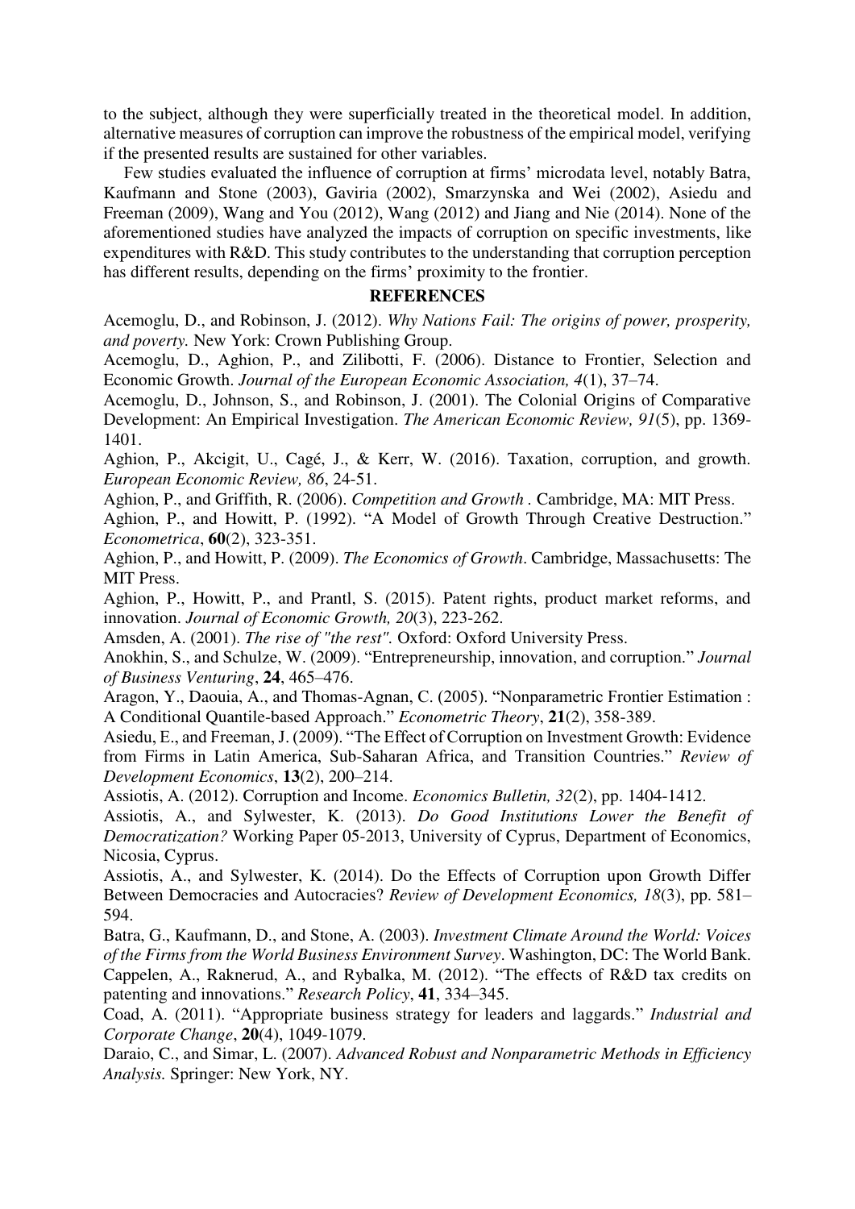to the subject, although they were superficially treated in the theoretical model. In addition, alternative measures of corruption can improve the robustness of the empirical model, verifying if the presented results are sustained for other variables.

Few studies evaluated the influence of corruption at firms' microdata level, notably Batra, Kaufmann and Stone (2003), Gaviria (2002), Smarzynska and Wei (2002), Asiedu and Freeman (2009), Wang and You (2012), Wang (2012) and Jiang and Nie (2014). None of the aforementioned studies have analyzed the impacts of corruption on specific investments, like expenditures with R&D. This study contributes to the understanding that corruption perception has different results, depending on the firms' proximity to the frontier.

## REFERENCES

Acemoglu, D., and Robinson, J. (2012). *Why Nations Fail: The origins of power, prosperity, and poverty.* New York: Crown Publishing Group.

Acemoglu, D., Aghion, P., and Zilibotti, F. (2006). Distance to Frontier, Selection and Economic Growth. *Journal of the European Economic Association, 4*(1), 37–74.

Acemoglu, D., Johnson, S., and Robinson, J. (2001). The Colonial Origins of Comparative Development: An Empirical Investigation. *The American Economic Review, 91*(5), pp. 1369-1401.

Aghion, P., Akcigit, U., Cagé, J., & Kerr, W. (2016). Taxation, corruption, and growth. *European Economic Review, 86*, 24-51.

Aghion, P., and Griffith, R. (2006). *Competition and Growth* . Cambridge, MA: MIT Press.

Aghion, P., and Howitt, P. (1992). "A Model of Growth Through Creative Destruction." *Econometrica*, **60**(2), 323-351.

Aghion, P., and Howitt, P. (2009). *The Economics of Growth*. Cambridge, Massachusetts: The MIT Press.

Aghion, P., Howitt, P., and Prantl, S. (2015). Patent rights, product market reforms, and innovation. *Journal of Economic Growth, 20*(3), 223-262.

Amsden, A. (2001). *The rise of "the rest".* Oxford: Oxford University Press.

Anokhin, S., and Schulze, W. (2009). "Entrepreneurship, innovation, and corruption." *Journal of Business Venturing*, **24**, 465–476.

Aragon, Y., Daouia, A., and Thomas-Agnan, C. (2005). "Nonparametric Frontier Estimation : A Conditional Quantile-based Approach." *Econometric Theory*, **21**(2), 358-389.

Asiedu, E., and Freeman, J. (2009). "The Effect of Corruption on Investment Growth: Evidence from Firms in Latin America, Sub-Saharan Africa, and Transition Countries." *Review of Development Economics*, **13**(2), 200–214.

Assiotis, A. (2012). Corruption and Income. *Economics Bulletin, 32*(2), pp. 1404-1412.

Assiotis, A., and Sylwester, K. (2013). *Do Good Institutions Lower the Benefit of Democratization?* Working Paper 05-2013, University of Cyprus, Department of Economics, Nicosia, Cyprus.

Assiotis, A., and Sylwester, K. (2014). Do the Effects of Corruption upon Growth Differ Between Democracies and Autocracies? *Review of Development Economics, 18*(3), pp. 581–594.

Batra, G., Kaufmann, D., and Stone, A. (2003). *Investment Climate Around the World: Voices of the Firms from the World Business Environment Survey*. Washington, DC: The World Bank.

Cappelen, A., Raknerud, A., and Rybalka, M. (2012). "The effects of R&D tax credits on patenting and innovations." *Research Policy*, **41**, 334–345.

Coad, A. (2011). "Appropriate business strategy for leaders and laggards." *Industrial and Corporate Change*, **20**(4), 1049-1079.

Daraio, C., and Simar, L. (2007). *Advanced Robust and Nonparametric Methods in Efficiency Analysis.* Springer: New York, NY.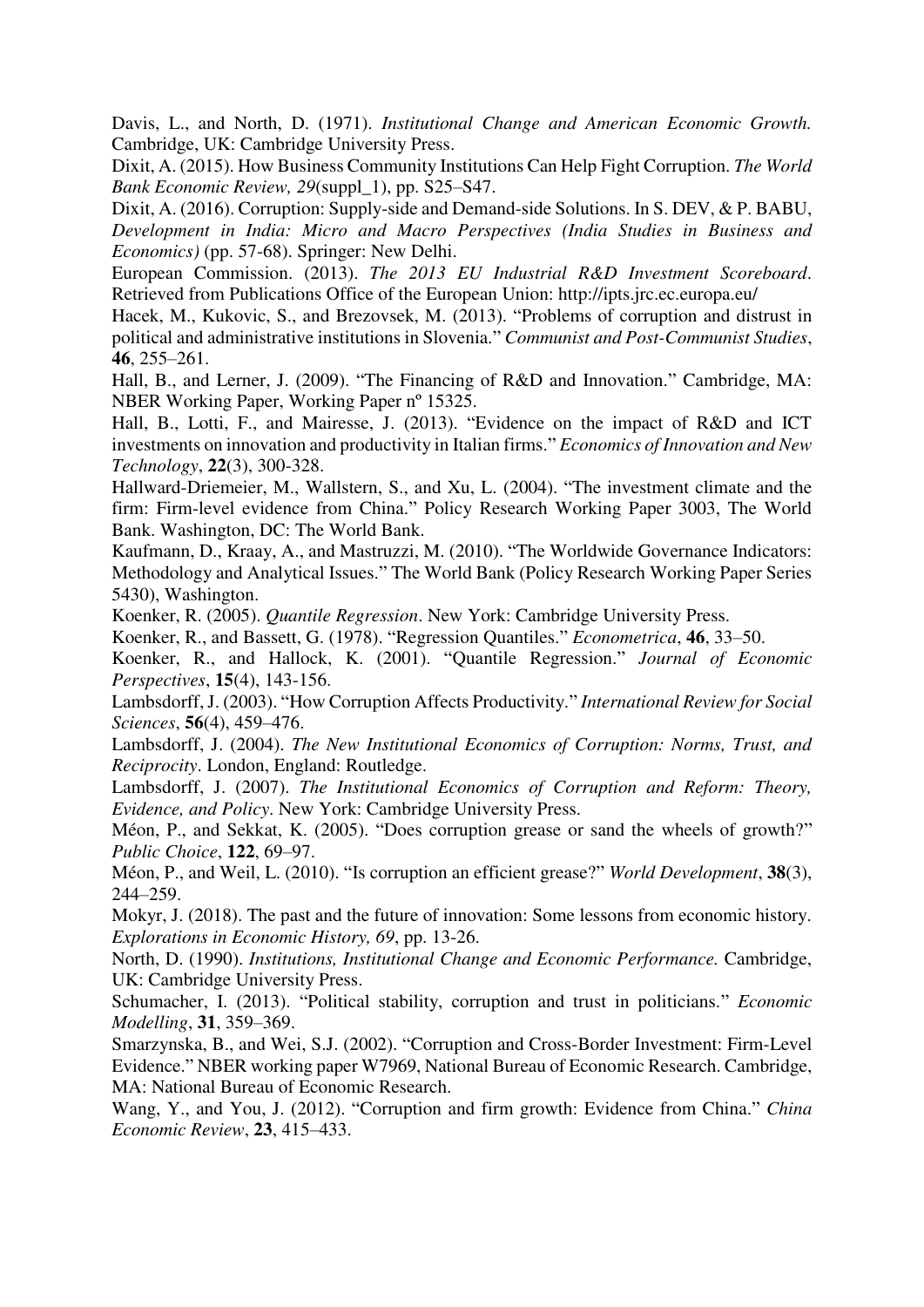Davis, L., and North, D. (1971). *Institutional Change and American Economic Growth.* Cambridge, UK: Cambridge University Press.

Dixit, A. (2015). How Business Community Institutions Can Help Fight Corruption. *The World Bank Economic Review, 29*(suppl_1), pp. S25–S47.

Dixit, A. (2016). Corruption: Supply-side and Demand-side Solutions. In S. DEV, & P. BABU, *Development in India: Micro and Macro Perspectives (India Studies in Business and Economics)* (pp. 57-68). Springer: New Delhi.

European Commission. (2013). *The 2013 EU Industrial R&D Investment Scoreboard*. Retrieved from Publications Office of the European Union: http://ipts.jrc.ec.europa.eu/

Hacek, M., Kukovic, S., and Brezovsek, M. (2013). "Problems of corruption and distrust in political and administrative institutions in Slovenia." *Communist and Post-Communist Studies*, **46**, 255–261.

Hall, B., and Lerner, J. (2009). "The Financing of R&D and Innovation." Cambridge, MA: NBER Working Paper, Working Paper nº 15325.

Hall, B., Lotti, F., and Mairesse, J. (2013). "Evidence on the impact of R&D and ICT investments on innovation and productivity in Italian firms." *Economics of Innovation and New Technology*, **22**(3), 300-328.

Hallward-Driemeier, M., Wallstern, S., and Xu, L. (2004). "The investment climate and the firm: Firm-level evidence from China." Policy Research Working Paper 3003, The World Bank. Washington, DC: The World Bank.

Kaufmann, D., Kraay, A., and Mastruzzi, M. (2010). "The Worldwide Governance Indicators: Methodology and Analytical Issues." The World Bank (Policy Research Working Paper Series 5430), Washington.

Koenker, R. (2005). *Quantile Regression*. New York: Cambridge University Press.

Koenker, R., and Bassett, G. (1978). "Regression Quantiles." *Econometrica*, **46**, 33–50.

Koenker, R., and Hallock, K. (2001). "Quantile Regression." *Journal of Economic Perspectives*, **15**(4), 143-156.

Lambsdorff, J. (2003). "How Corruption Affects Productivity." *International Review for Social Sciences*, **56**(4), 459–476.

Lambsdorff, J. (2004). *The New Institutional Economics of Corruption: Norms, Trust, and Reciprocity*. London, England: Routledge.

Lambsdorff, J. (2007). *The Institutional Economics of Corruption and Reform: Theory, Evidence, and Policy*. New York: Cambridge University Press.

Méon, P., and Sekkat, K. (2005). "Does corruption grease or sand the wheels of growth?" *Public Choice*, **122**, 69–97.

Méon, P., and Weil, L. (2010). "Is corruption an efficient grease?" *World Development*, **38**(3), 244–259.

Mokyr, J. (2018). The past and the future of innovation: Some lessons from economic history. *Explorations in Economic History, 69*, pp. 13-26.

North, D. (1990). *Institutions, Institutional Change and Economic Performance.* Cambridge, UK: Cambridge University Press.

Schumacher, I. (2013). "Political stability, corruption and trust in politicians." *Economic Modelling*, **31**, 359–369.

Smarzynska, B., and Wei, S.J. (2002). "Corruption and Cross-Border Investment: Firm-Level Evidence." NBER working paper W7969, National Bureau of Economic Research. Cambridge, MA: National Bureau of Economic Research.

Wang, Y., and You, J. (2012). "Corruption and firm growth: Evidence from China." *China Economic Review*, **23**, 415–433.